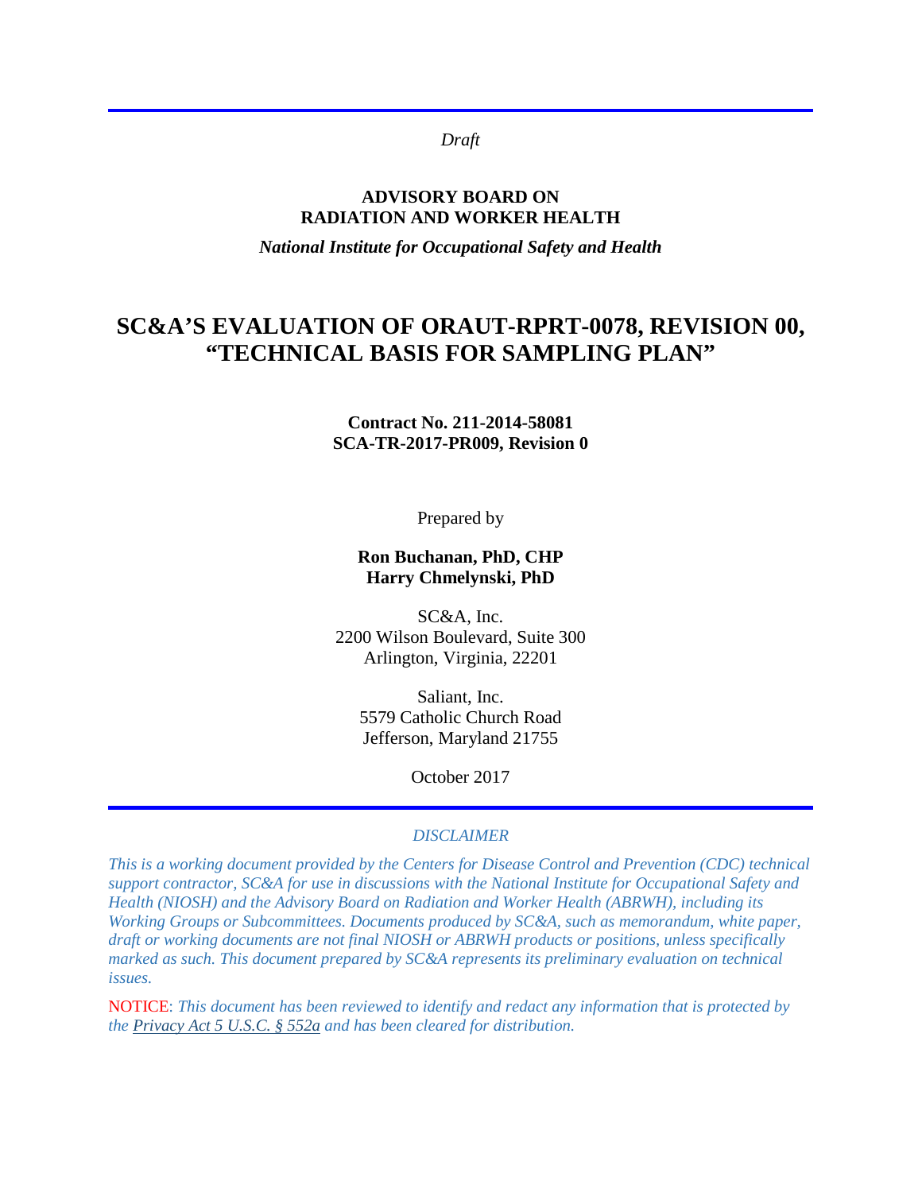*Draft*

**ADVISORY BOARD ON**
**RADIATION AND WORKER HEALTH**

***National Institute for Occupational Safety and Health***

# SC&A'S EVALUATION OF ORAUT-RPRT-0078, REVISION 00, "TECHNICAL BASIS FOR SAMPLING PLAN"

**Contract No. 211-2014-58081**
**SCA-TR-2017-PR009, Revision 0**

Prepared by

**Ron Buchanan, PhD, CHP**
**Harry Chmelynski, PhD**

SC&A, Inc.
2200 Wilson Boulevard, Suite 300
Arlington, Virginia, 22201

Saliant, Inc.
5579 Catholic Church Road
Jefferson, Maryland 21755

October 2017

*DISCLAIMER*

*This is a working document provided by the Centers for Disease Control and Prevention (CDC) technical support contractor, SC&A for use in discussions with the National Institute for Occupational Safety and Health (NIOSH) and the Advisory Board on Radiation and Worker Health (ABRWH), including its Working Groups or Subcommittees. Documents produced by SC&A, such as memorandum, white paper, draft or working documents are not final NIOSH or ABRWH products or positions, unless specifically marked as such. This document prepared by SC&A represents its preliminary evaluation on technical issues.*

NOTICE: *This document has been reviewed to identify and redact any information that is protected by the Privacy Act 5 U.S.C. § 552a and has been cleared for distribution.*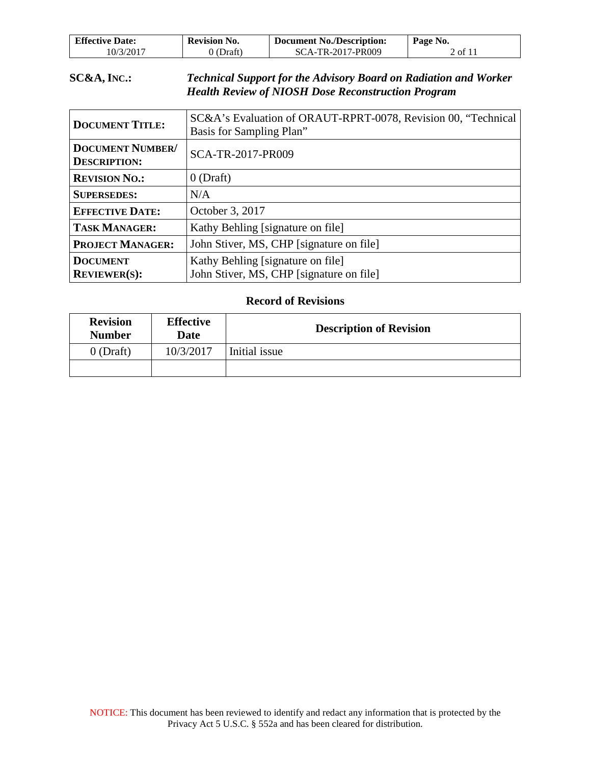**SC&A, INC.:** ***Technical Support for the Advisory Board on Radiation and Worker Health Review of NIOSH Dose Reconstruction Program***

| | |
|---|---|
| **DOCUMENT TITLE:** | SC&A's Evaluation of ORAUT-RPRT-0078, Revision 00, "Technical Basis for Sampling Plan" |
| **DOCUMENT NUMBER/ DESCRIPTION:** | SCA-TR-2017-PR009 |
| **REVISION NO.:** | 0 (Draft) |
| **SUPERSEDES:** | N/A |
| **EFFECTIVE DATE:** | October 3, 2017 |
| **TASK MANAGER:** | Kathy Behling [signature on file] |
| **PROJECT MANAGER:** | John Stiver, MS, CHP [signature on file] |
| **DOCUMENT REVIEWER(S):** | Kathy Behling [signature on file]<br>John Stiver, MS, CHP [signature on file] |

**Record of Revisions**

| Revision Number | Effective Date | Description of Revision |
|---|---|---|
| 0 (Draft) | 10/3/2017 | Initial issue |
| | | |

NOTICE: This document has been reviewed to identify and redact any information that is protected by the Privacy Act 5 U.S.C. § 552a and has been cleared for distribution.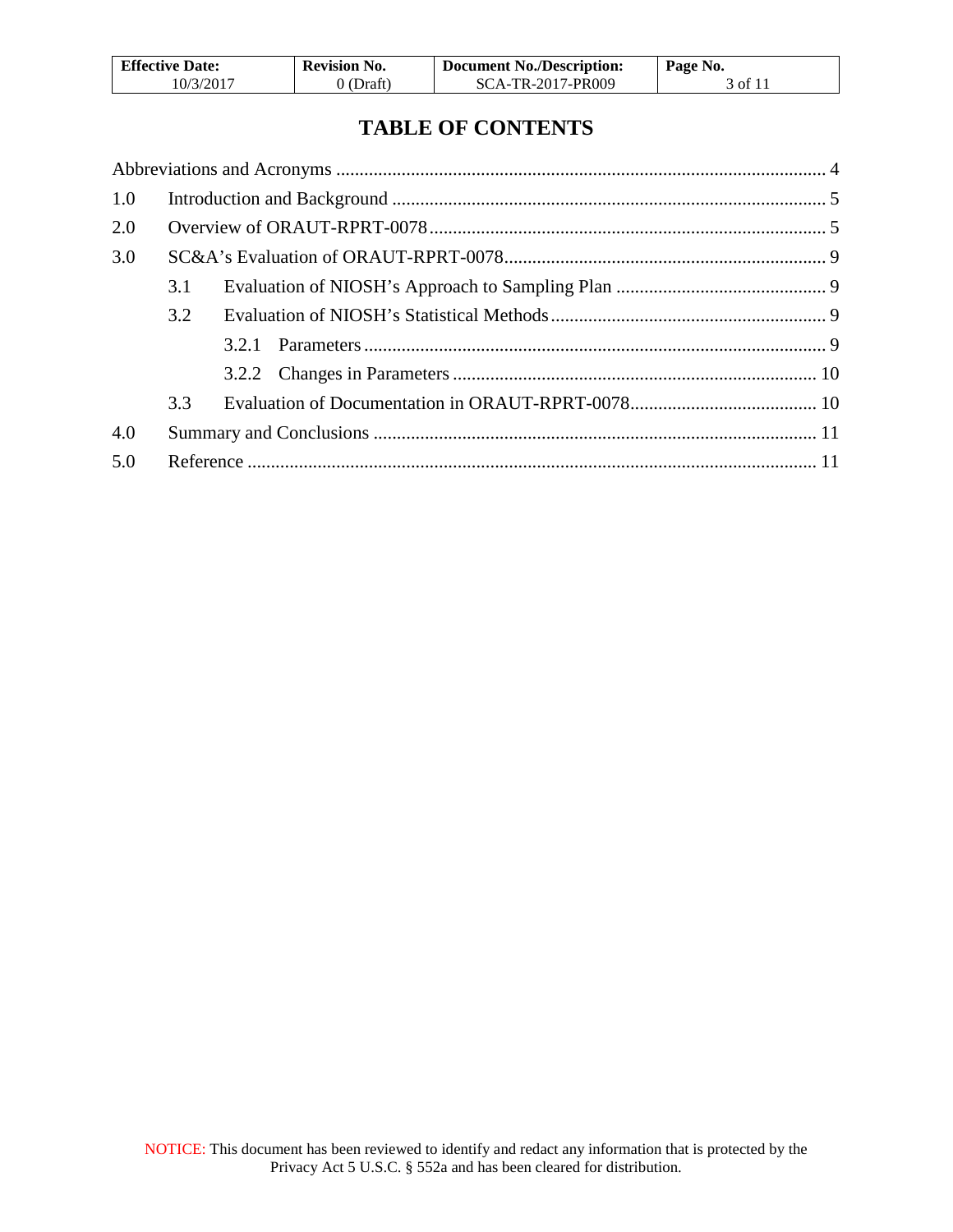# TABLE OF CONTENTS

Abbreviations and Acronyms ........................................................................................................ 4

1.0 Introduction and Background ............................................................................................. 5

2.0 Overview of ORAUT-RPRT-0078 ..................................................................................... 5

3.0 SC&A's Evaluation of ORAUT-RPRT-0078 ..................................................................... 9

3.1 Evaluation of NIOSH's Approach to Sampling Plan ............................................. 9

3.2 Evaluation of NIOSH's Statistical Methods ........................................................... 9

3.2.1 Parameters ................................................................................................... 9

3.2.2 Changes in Parameters ............................................................................. 10

3.3 Evaluation of Documentation in ORAUT-RPRT-0078 ........................................ 10

4.0 Summary and Conclusions ............................................................................................... 11

5.0 Reference .......................................................................................................................... 11

NOTICE: This document has been reviewed to identify and redact any information that is protected by the Privacy Act 5 U.S.C. § 552a and has been cleared for distribution.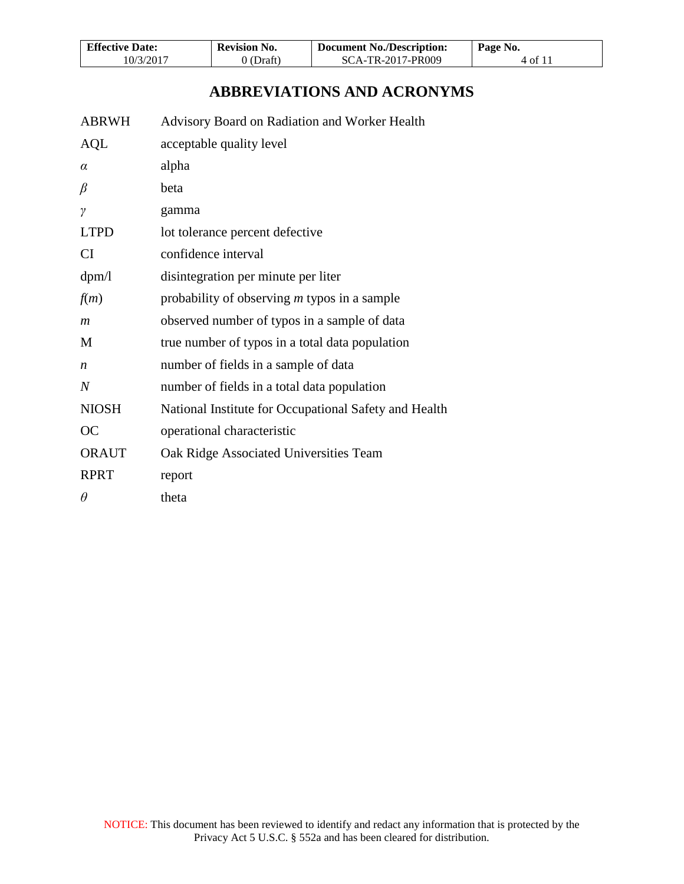# ABBREVIATIONS AND ACRONYMS

| | |
|---|---|
| ABRWH | Advisory Board on Radiation and Worker Health |
| AQL | acceptable quality level |
| $\alpha$ | alpha |
| $\beta$ | beta |
| $\gamma$ | gamma |
| LTPD | lot tolerance percent defective |
| CI | confidence interval |
| dpm/l | disintegration per minute per liter |
| $f(m)$ | probability of observing $m$ typos in a sample |
| $m$ | observed number of typos in a sample of data |
| M | true number of typos in a total data population |
| $n$ | number of fields in a sample of data |
| $N$ | number of fields in a total data population |
| NIOSH | National Institute for Occupational Safety and Health |
| OC | operational characteristic |
| ORAUT | Oak Ridge Associated Universities Team |
| RPRT | report |
| $\theta$ | theta |

NOTICE: This document has been reviewed to identify and redact any information that is protected by the Privacy Act 5 U.S.C. § 552a and has been cleared for distribution.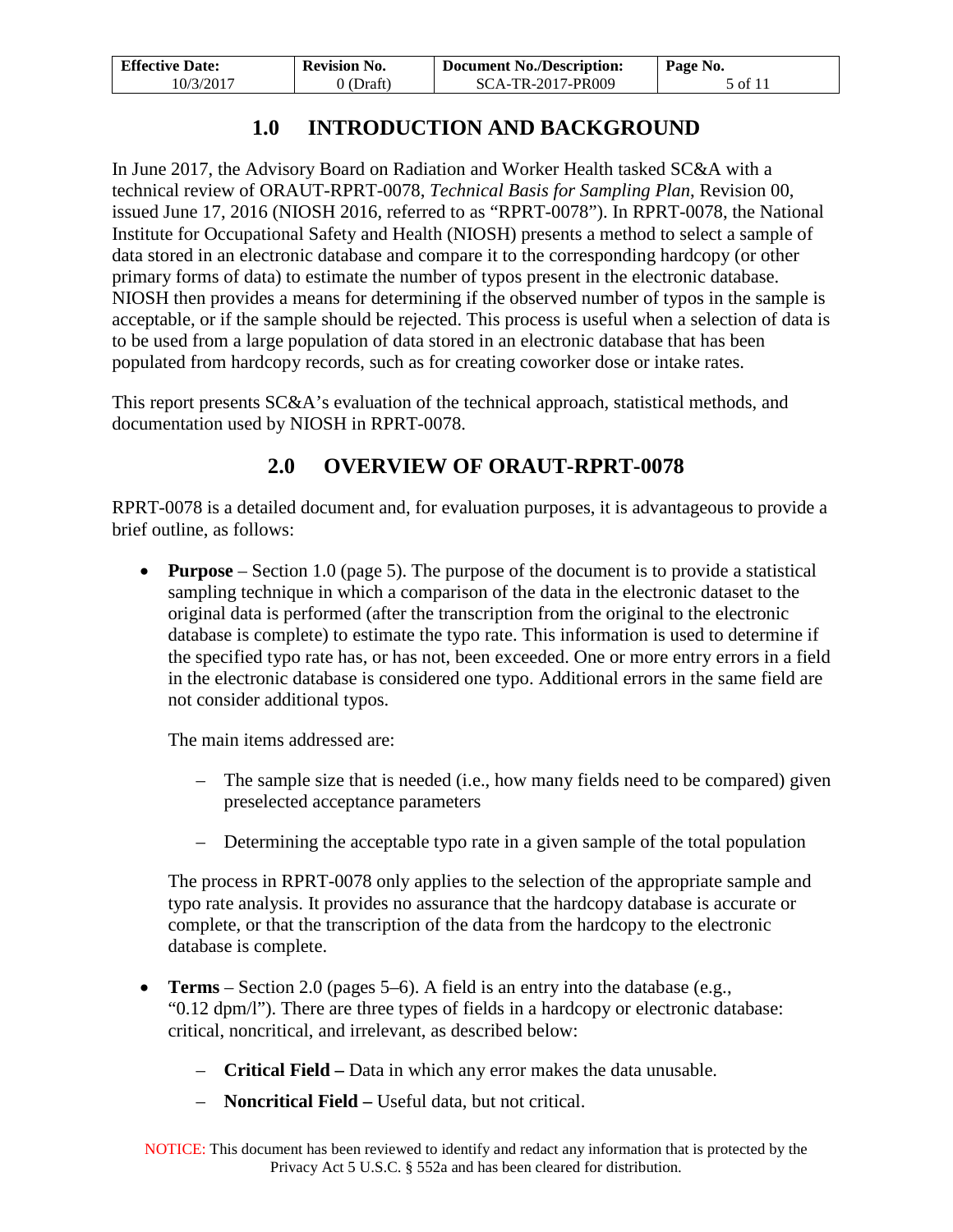# 1.0 INTRODUCTION AND BACKGROUND

In June 2017, the Advisory Board on Radiation and Worker Health tasked SC&A with a technical review of ORAUT-RPRT-0078, *Technical Basis for Sampling Plan*, Revision 00, issued June 17, 2016 (NIOSH 2016, referred to as "RPRT-0078"). In RPRT-0078, the National Institute for Occupational Safety and Health (NIOSH) presents a method to select a sample of data stored in an electronic database and compare it to the corresponding hardcopy (or other primary forms of data) to estimate the number of typos present in the electronic database. NIOSH then provides a means for determining if the observed number of typos in the sample is acceptable, or if the sample should be rejected. This process is useful when a selection of data is to be used from a large population of data stored in an electronic database that has been populated from hardcopy records, such as for creating coworker dose or intake rates.

This report presents SC&A's evaluation of the technical approach, statistical methods, and documentation used by NIOSH in RPRT-0078.

# 2.0 OVERVIEW OF ORAUT-RPRT-0078

RPRT-0078 is a detailed document and, for evaluation purposes, it is advantageous to provide a brief outline, as follows:

- **Purpose** – Section 1.0 (page 5). The purpose of the document is to provide a statistical sampling technique in which a comparison of the data in the electronic dataset to the original data is performed (after the transcription from the original to the electronic database is complete) to estimate the typo rate. This information is used to determine if the specified typo rate has, or has not, been exceeded. One or more entry errors in a field in the electronic database is considered one typo. Additional errors in the same field are not consider additional typos.

  The main items addressed are:

  - The sample size that is needed (i.e., how many fields need to be compared) given preselected acceptance parameters
  - Determining the acceptable typo rate in a given sample of the total population

  The process in RPRT-0078 only applies to the selection of the appropriate sample and typo rate analysis. It provides no assurance that the hardcopy database is accurate or complete, or that the transcription of the data from the hardcopy to the electronic database is complete.

- **Terms** – Section 2.0 (pages 5–6). A field is an entry into the database (e.g., "0.12 dpm/l"). There are three types of fields in a hardcopy or electronic database: critical, noncritical, and irrelevant, as described below:

  - **Critical Field –** Data in which any error makes the data unusable.
  - **Noncritical Field –** Useful data, but not critical.

NOTICE: This document has been reviewed to identify and redact any information that is protected by the Privacy Act 5 U.S.C. § 552a and has been cleared for distribution.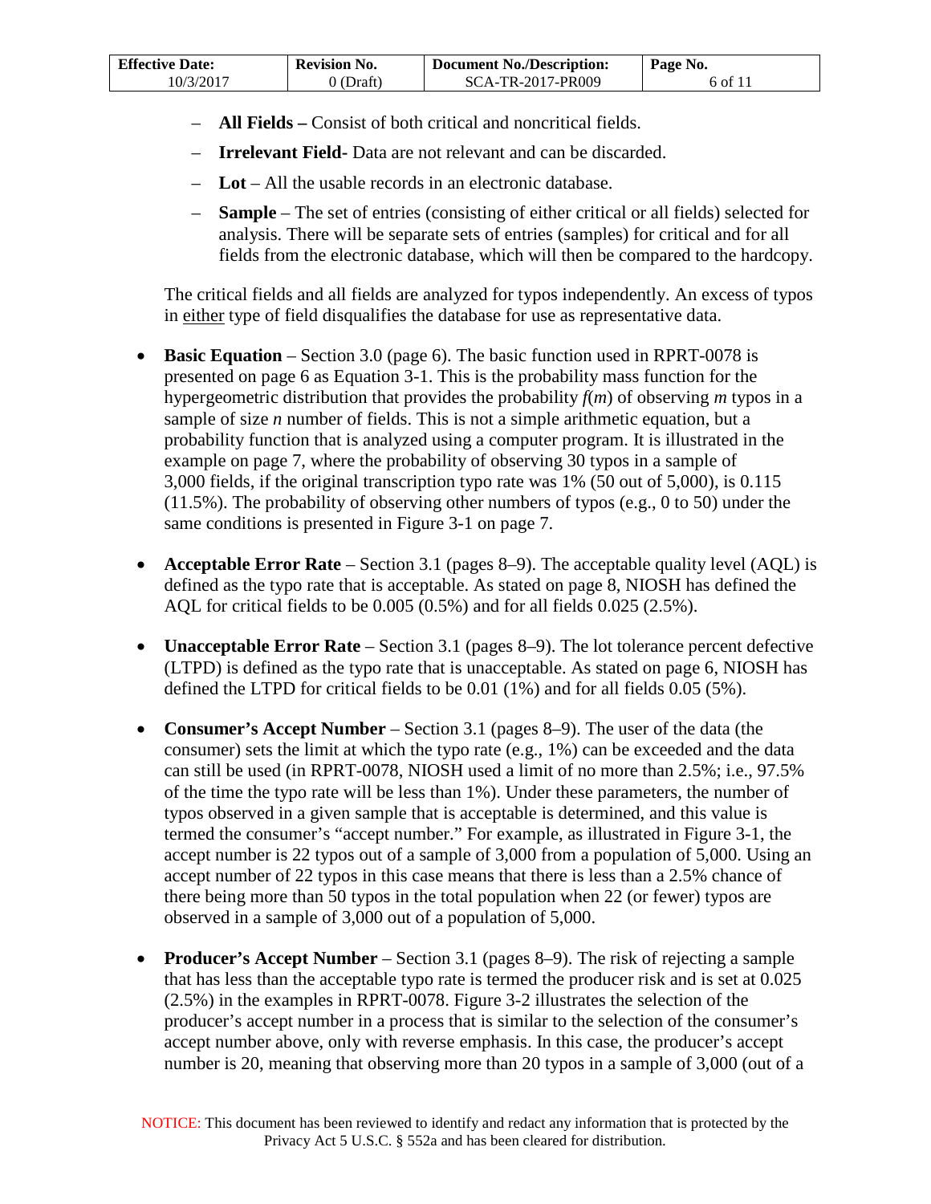- **All Fields –** Consist of both critical and noncritical fields.
  - **Irrelevant Field**- Data are not relevant and can be discarded.
  - **Lot** – All the usable records in an electronic database.
  - **Sample** – The set of entries (consisting of either critical or all fields) selected for analysis. There will be separate sets of entries (samples) for critical and for all fields from the electronic database, which will then be compared to the hardcopy.

  The critical fields and all fields are analyzed for typos independently. An excess of typos in <u>either</u> type of field disqualifies the database for use as representative data.

- **Basic Equation** – Section 3.0 (page 6). The basic function used in RPRT-0078 is presented on page 6 as Equation 3-1. This is the probability mass function for the hypergeometric distribution that provides the probability $f(m)$ of observing $m$ typos in a sample of size $n$ number of fields. This is not a simple arithmetic equation, but a probability function that is analyzed using a computer program. It is illustrated in the example on page 7, where the probability of observing 30 typos in a sample of 3,000 fields, if the original transcription typo rate was 1% (50 out of 5,000), is 0.115 (11.5%). The probability of observing other numbers of typos (e.g., 0 to 50) under the same conditions is presented in Figure 3-1 on page 7.

- **Acceptable Error Rate** – Section 3.1 (pages 8–9). The acceptable quality level (AQL) is defined as the typo rate that is acceptable. As stated on page 8, NIOSH has defined the AQL for critical fields to be 0.005 (0.5%) and for all fields 0.025 (2.5%).

- **Unacceptable Error Rate** – Section 3.1 (pages 8–9). The lot tolerance percent defective (LTPD) is defined as the typo rate that is unacceptable. As stated on page 6, NIOSH has defined the LTPD for critical fields to be 0.01 (1%) and for all fields 0.05 (5%).

- **Consumer's Accept Number** – Section 3.1 (pages 8–9). The user of the data (the consumer) sets the limit at which the typo rate (e.g., 1%) can be exceeded and the data can still be used (in RPRT-0078, NIOSH used a limit of no more than 2.5%; i.e., 97.5% of the time the typo rate will be less than 1%). Under these parameters, the number of typos observed in a given sample that is acceptable is determined, and this value is termed the consumer's "accept number." For example, as illustrated in Figure 3-1, the accept number is 22 typos out of a sample of 3,000 from a population of 5,000. Using an accept number of 22 typos in this case means that there is less than a 2.5% chance of there being more than 50 typos in the total population when 22 (or fewer) typos are observed in a sample of 3,000 out of a population of 5,000.

- **Producer's Accept Number** – Section 3.1 (pages 8–9). The risk of rejecting a sample that has less than the acceptable typo rate is termed the producer risk and is set at 0.025 (2.5%) in the examples in RPRT-0078. Figure 3-2 illustrates the selection of the producer's accept number in a process that is similar to the selection of the consumer's accept number above, only with reverse emphasis. In this case, the producer's accept number is 20, meaning that observing more than 20 typos in a sample of 3,000 (out of a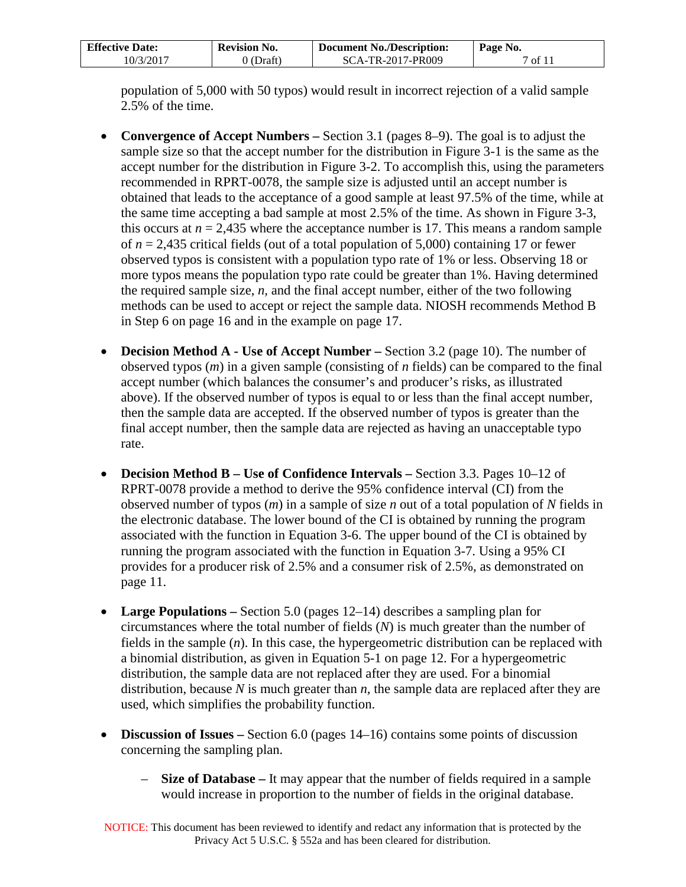population of 5,000 with 50 typos) would result in incorrect rejection of a valid sample 2.5% of the time.

- **Convergence of Accept Numbers –** Section 3.1 (pages 8–9). The goal is to adjust the sample size so that the accept number for the distribution in Figure 3-1 is the same as the accept number for the distribution in Figure 3-2. To accomplish this, using the parameters recommended in RPRT-0078, the sample size is adjusted until an accept number is obtained that leads to the acceptance of a good sample at least 97.5% of the time, while at the same time accepting a bad sample at most 2.5% of the time. As shown in Figure 3-3, this occurs at $n$ = 2,435 where the acceptance number is 17. This means a random sample of $n$ = 2,435 critical fields (out of a total population of 5,000) containing 17 or fewer observed typos is consistent with a population typo rate of 1% or less. Observing 18 or more typos means the population typo rate could be greater than 1%. Having determined the required sample size, $n$, and the final accept number, either of the two following methods can be used to accept or reject the sample data. NIOSH recommends Method B in Step 6 on page 16 and in the example on page 17.

- **Decision Method A - Use of Accept Number –** Section 3.2 (page 10). The number of observed typos ($m$) in a given sample (consisting of $n$ fields) can be compared to the final accept number (which balances the consumer's and producer's risks, as illustrated above). If the observed number of typos is equal to or less than the final accept number, then the sample data are accepted. If the observed number of typos is greater than the final accept number, then the sample data are rejected as having an unacceptable typo rate.

- **Decision Method B – Use of Confidence Intervals –** Section 3.3. Pages 10–12 of RPRT-0078 provide a method to derive the 95% confidence interval (CI) from the observed number of typos ($m$) in a sample of size $n$ out of a total population of $N$ fields in the electronic database. The lower bound of the CI is obtained by running the program associated with the function in Equation 3-6. The upper bound of the CI is obtained by running the program associated with the function in Equation 3-7. Using a 95% CI provides for a producer risk of 2.5% and a consumer risk of 2.5%, as demonstrated on page 11.

- **Large Populations –** Section 5.0 (pages 12–14) describes a sampling plan for circumstances where the total number of fields ($N$) is much greater than the number of fields in the sample ($n$). In this case, the hypergeometric distribution can be replaced with a binomial distribution, as given in Equation 5-1 on page 12. For a hypergeometric distribution, the sample data are not replaced after they are used. For a binomial distribution, because $N$ is much greater than $n$, the sample data are replaced after they are used, which simplifies the probability function.

- **Discussion of Issues –** Section 6.0 (pages 14–16) contains some points of discussion concerning the sampling plan.

  - **Size of Database –** It may appear that the number of fields required in a sample would increase in proportion to the number of fields in the original database.

NOTICE: This document has been reviewed to identify and redact any information that is protected by the Privacy Act 5 U.S.C. § 552a and has been cleared for distribution.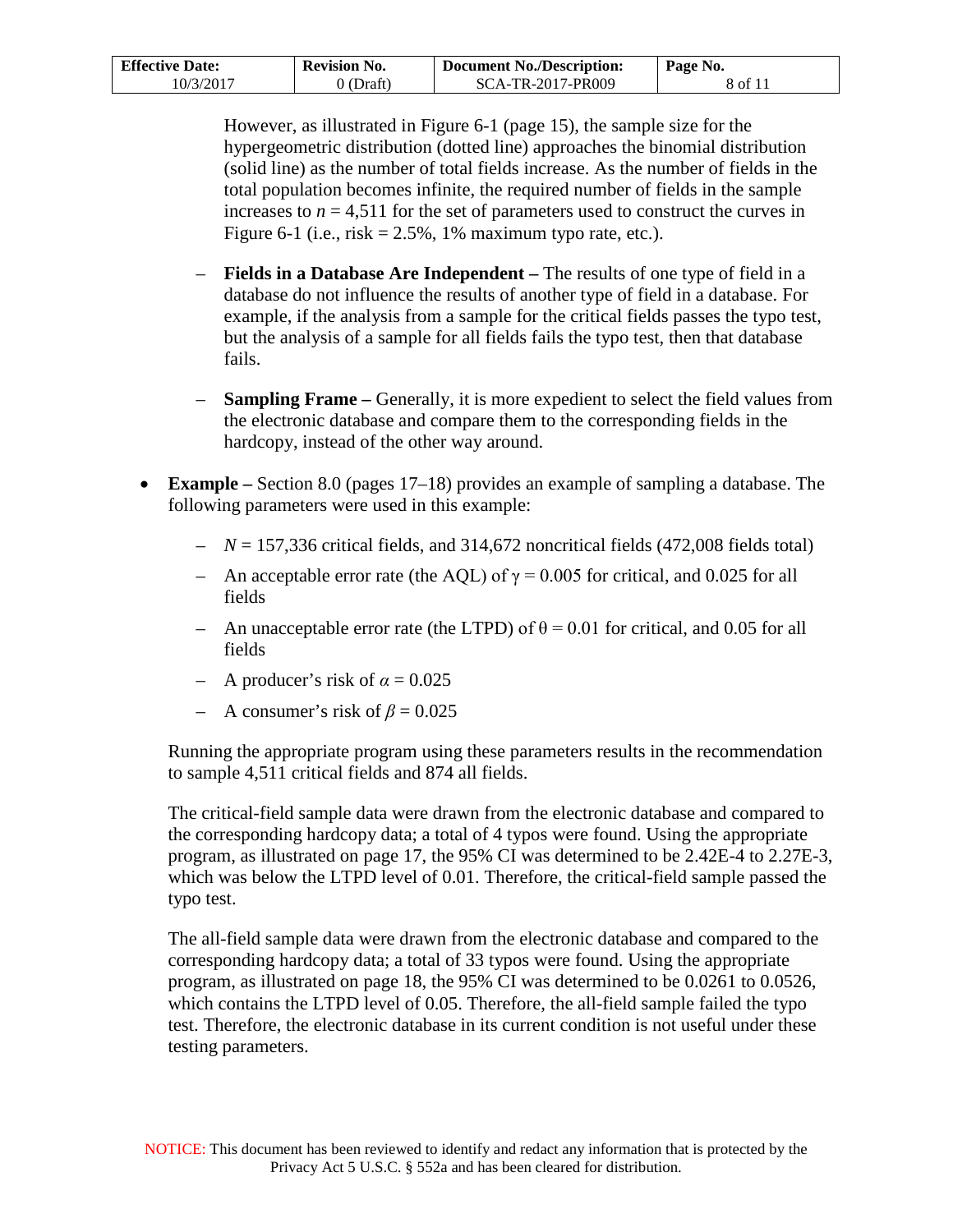However, as illustrated in Figure 6-1 (page 15), the sample size for the hypergeometric distribution (dotted line) approaches the binomial distribution (solid line) as the number of total fields increase. As the number of fields in the total population becomes infinite, the required number of fields in the sample increases to $n = 4{,}511$ for the set of parameters used to construct the curves in Figure 6-1 (i.e., risk = 2.5%, 1% maximum typo rate, etc.).

  - **Fields in a Database Are Independent –** The results of one type of field in a database do not influence the results of another type of field in a database. For example, if the analysis from a sample for the critical fields passes the typo test, but the analysis of a sample for all fields fails the typo test, then that database fails.

  - **Sampling Frame –** Generally, it is more expedient to select the field values from the electronic database and compare them to the corresponding fields in the hardcopy, instead of the other way around.

- **Example –** Section 8.0 (pages 17–18) provides an example of sampling a database. The following parameters were used in this example:

  - $N = 157{,}336$ critical fields, and 314,672 noncritical fields (472,008 fields total)
  - An acceptable error rate (the AQL) of $\gamma = 0.005$ for critical, and 0.025 for all fields
  - An unacceptable error rate (the LTPD) of $\theta = 0.01$ for critical, and 0.05 for all fields
  - A producer's risk of $\alpha = 0.025$
  - A consumer's risk of $\beta = 0.025$

  Running the appropriate program using these parameters results in the recommendation to sample 4,511 critical fields and 874 all fields.

  The critical-field sample data were drawn from the electronic database and compared to the corresponding hardcopy data; a total of 4 typos were found. Using the appropriate program, as illustrated on page 17, the 95% CI was determined to be 2.42E-4 to 2.27E-3, which was below the LTPD level of 0.01. Therefore, the critical-field sample passed the typo test.

  The all-field sample data were drawn from the electronic database and compared to the corresponding hardcopy data; a total of 33 typos were found. Using the appropriate program, as illustrated on page 18, the 95% CI was determined to be 0.0261 to 0.0526, which contains the LTPD level of 0.05. Therefore, the all-field sample failed the typo test. Therefore, the electronic database in its current condition is not useful under these testing parameters.

NOTICE: This document has been reviewed to identify and redact any information that is protected by the Privacy Act 5 U.S.C. § 552a and has been cleared for distribution.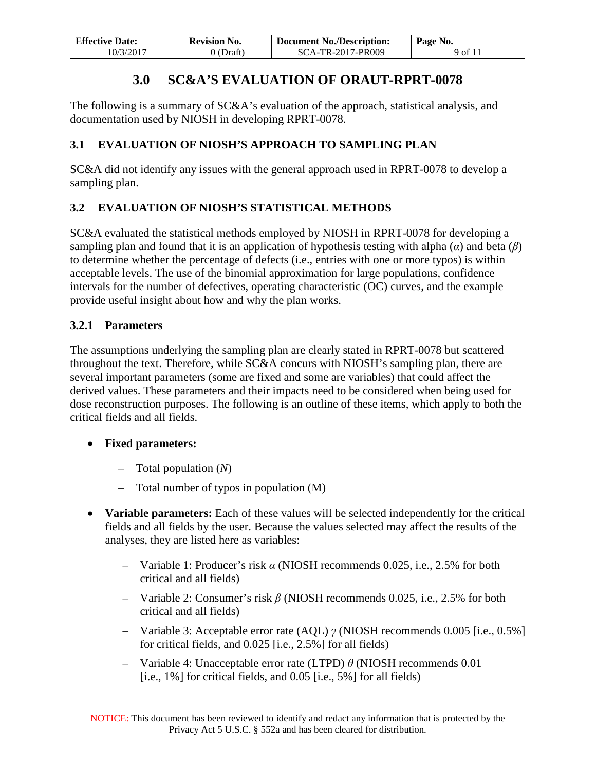# 3.0 SC&A'S EVALUATION OF ORAUT-RPRT-0078

The following is a summary of SC&A's evaluation of the approach, statistical analysis, and documentation used by NIOSH in developing RPRT-0078.

## 3.1 EVALUATION OF NIOSH'S APPROACH TO SAMPLING PLAN

SC&A did not identify any issues with the general approach used in RPRT-0078 to develop a sampling plan.

## 3.2 EVALUATION OF NIOSH'S STATISTICAL METHODS

SC&A evaluated the statistical methods employed by NIOSH in RPRT-0078 for developing a sampling plan and found that it is an application of hypothesis testing with alpha ($\alpha$) and beta ($\beta$) to determine whether the percentage of defects (i.e., entries with one or more typos) is within acceptable levels. The use of the binomial approximation for large populations, confidence intervals for the number of defectives, operating characteristic (OC) curves, and the example provide useful insight about how and why the plan works.

### 3.2.1 Parameters

The assumptions underlying the sampling plan are clearly stated in RPRT-0078 but scattered throughout the text. Therefore, while SC&A concurs with NIOSH's sampling plan, there are several important parameters (some are fixed and some are variables) that could affect the derived values. These parameters and their impacts need to be considered when being used for dose reconstruction purposes. The following is an outline of these items, which apply to both the critical fields and all fields.

- **Fixed parameters:**
  - Total population ($N$)
  - Total number of typos in population (M)
- **Variable parameters:** Each of these values will be selected independently for the critical fields and all fields by the user. Because the values selected may affect the results of the analyses, they are listed here as variables:
  - Variable 1: Producer's risk $\alpha$ (NIOSH recommends 0.025, i.e., 2.5% for both critical and all fields)
  - Variable 2: Consumer's risk $\beta$ (NIOSH recommends 0.025, i.e., 2.5% for both critical and all fields)
  - Variable 3: Acceptable error rate (AQL) $\gamma$ (NIOSH recommends 0.005 [i.e., 0.5%] for critical fields, and 0.025 [i.e., 2.5%] for all fields)
  - Variable 4: Unacceptable error rate (LTPD) $\theta$ (NIOSH recommends 0.01 [i.e., 1%] for critical fields, and 0.05 [i.e., 5%] for all fields)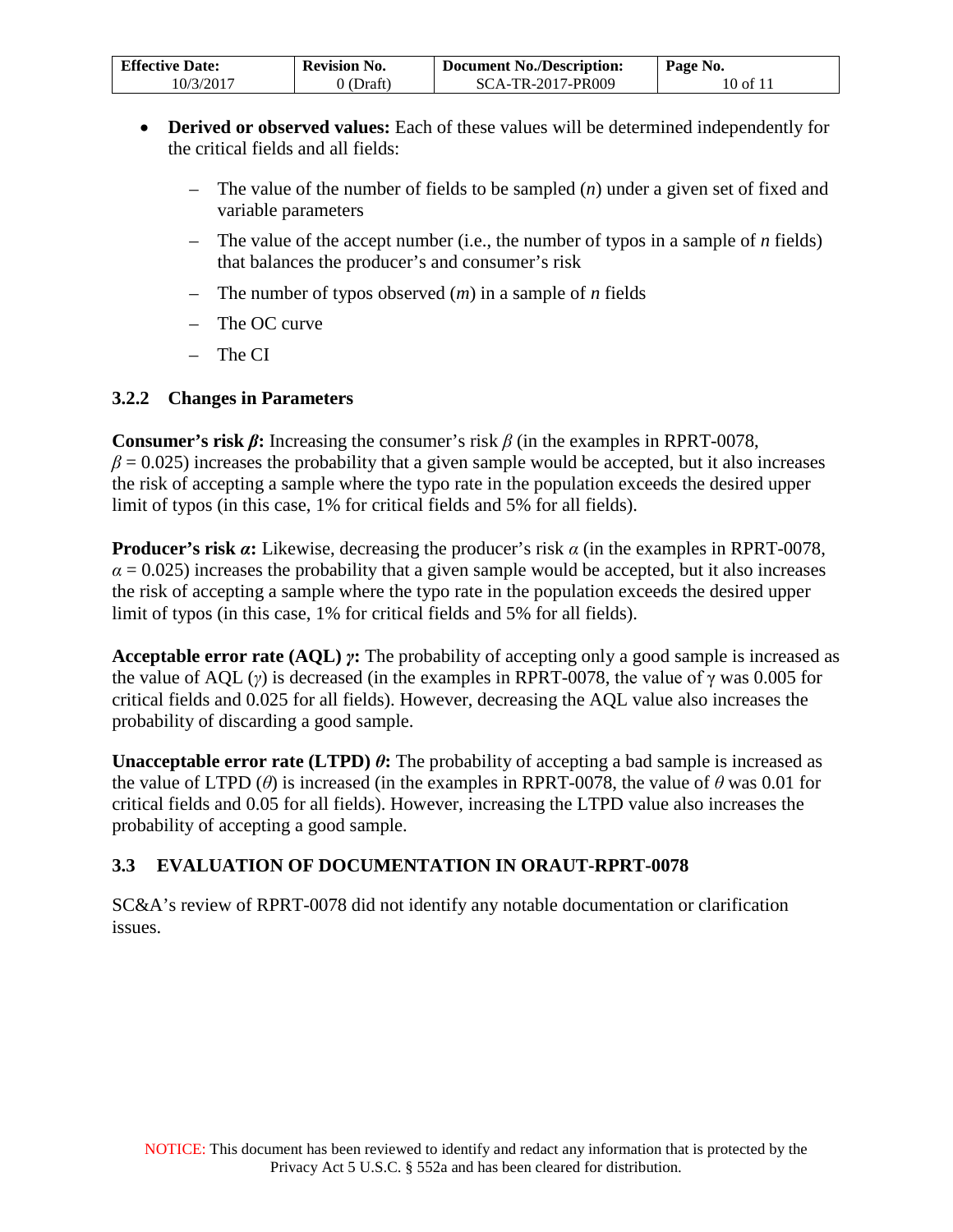- **Derived or observed values:** Each of these values will be determined independently for the critical fields and all fields:
  - The value of the number of fields to be sampled (*n*) under a given set of fixed and variable parameters
  - The value of the accept number (i.e., the number of typos in a sample of *n* fields) that balances the producer's and consumer's risk
  - The number of typos observed (*m*) in a sample of *n* fields
  - The OC curve
  - The CI

### 3.2.2 Changes in Parameters

**Consumer's risk $\beta$:** Increasing the consumer's risk $\beta$ (in the examples in RPRT-0078, $\beta = 0.025$) increases the probability that a given sample would be accepted, but it also increases the risk of accepting a sample where the typo rate in the population exceeds the desired upper limit of typos (in this case, 1% for critical fields and 5% for all fields).

**Producer's risk $\alpha$:** Likewise, decreasing the producer's risk $\alpha$ (in the examples in RPRT-0078, $\alpha = 0.025$) increases the probability that a given sample would be accepted, but it also increases the risk of accepting a sample where the typo rate in the population exceeds the desired upper limit of typos (in this case, 1% for critical fields and 5% for all fields).

**Acceptable error rate (AQL) $\gamma$:** The probability of accepting only a good sample is increased as the value of AQL ($\gamma$) is decreased (in the examples in RPRT-0078, the value of $\gamma$ was 0.005 for critical fields and 0.025 for all fields). However, decreasing the AQL value also increases the probability of discarding a good sample.

**Unacceptable error rate (LTPD) $\theta$:** The probability of accepting a bad sample is increased as the value of LTPD ($\theta$) is increased (in the examples in RPRT-0078, the value of $\theta$ was 0.01 for critical fields and 0.05 for all fields). However, increasing the LTPD value also increases the probability of accepting a good sample.

## 3.3 EVALUATION OF DOCUMENTATION IN ORAUT-RPRT-0078

SC&A's review of RPRT-0078 did not identify any notable documentation or clarification issues.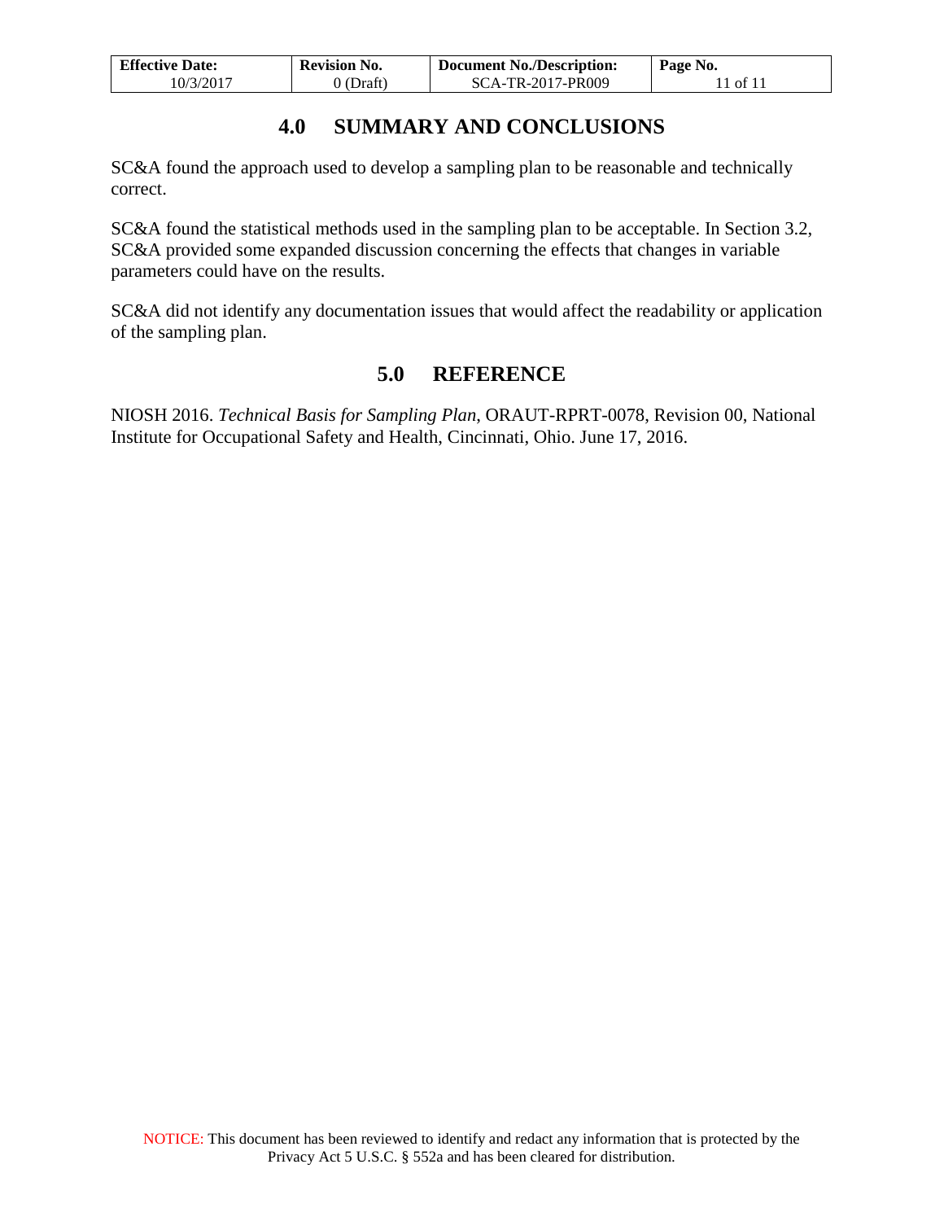# 4.0 SUMMARY AND CONCLUSIONS

SC&A found the approach used to develop a sampling plan to be reasonable and technically correct.

SC&A found the statistical methods used in the sampling plan to be acceptable. In Section 3.2, SC&A provided some expanded discussion concerning the effects that changes in variable parameters could have on the results.

SC&A did not identify any documentation issues that would affect the readability or application of the sampling plan.

# 5.0 REFERENCE

NIOSH 2016. *Technical Basis for Sampling Plan*, ORAUT-RPRT-0078, Revision 00, National Institute for Occupational Safety and Health, Cincinnati, Ohio. June 17, 2016.